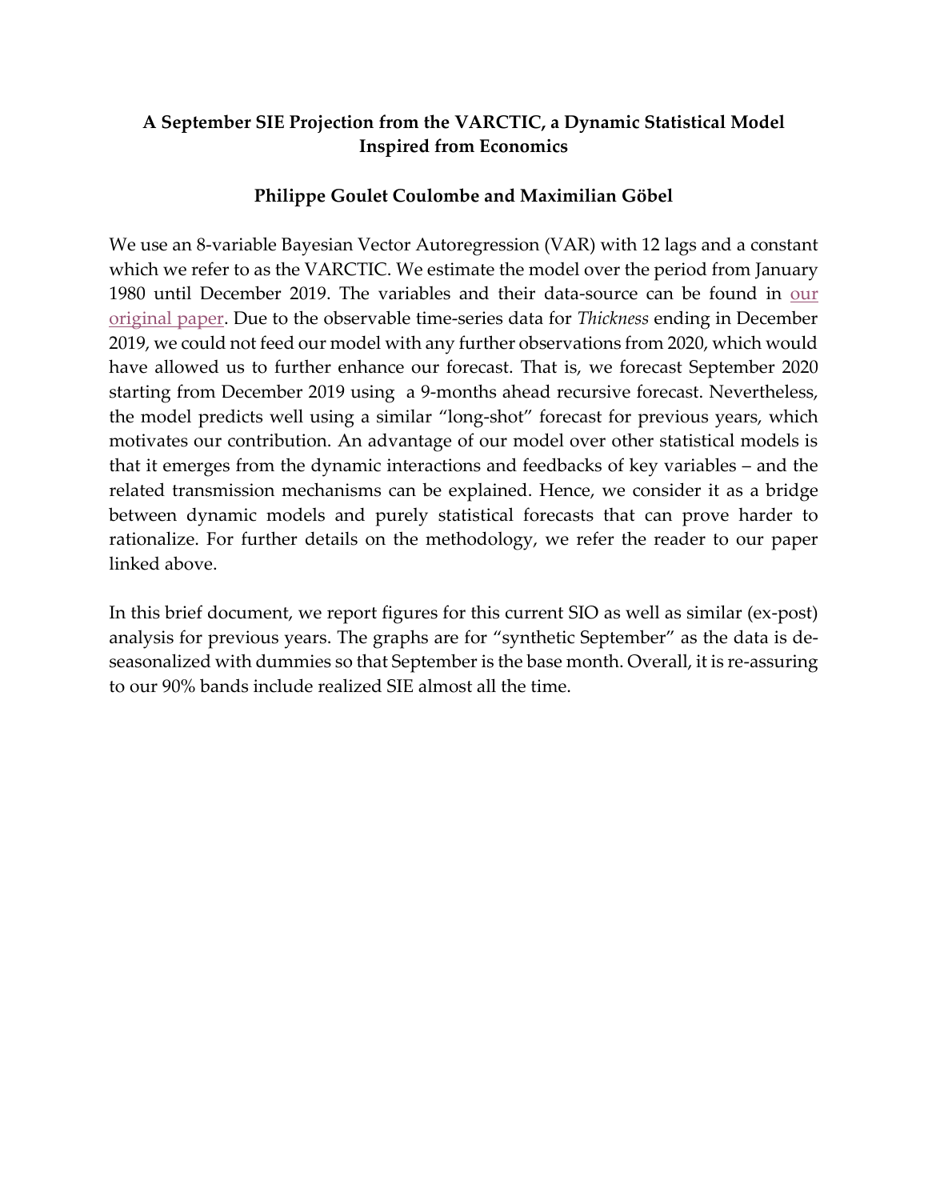# A September SIE Projection from the VARCTIC, a Dynamic Statistical Model Inspired from Economics

## Philippe Goulet Coulombe and Maximilian Göbel

We use an 8-variable Bayesian Vector Autoregression (VAR) with 12 lags and a constant which we refer to as the VARCTIC. We estimate the model over the period from January 1980 until December 2019. The variables and their data-source can be found in our original paper. Due to the observable time-series data for *Thickness* ending in December 2019, we could not feed our model with any further observations from 2020, which would have allowed us to further enhance our forecast. That is, we forecast September 2020 starting from December 2019 using a 9-months ahead recursive forecast. Nevertheless, the model predicts well using a similar "long-shot" forecast for previous years, which motivates our contribution. An advantage of our model over other statistical models is that it emerges from the dynamic interactions and feedbacks of key variables – and the related transmission mechanisms can be explained. Hence, we consider it as a bridge between dynamic models and purely statistical forecasts that can prove harder to rationalize. For further details on the methodology, we refer the reader to our paper linked above.

In this brief document, we report figures for this current SIO as well as similar (ex-post) analysis for previous years. The graphs are for "synthetic September" as the data is de-seasonalized with dummies so that September is the base month. Overall, it is re-assuring to our 90% bands include realized SIE almost all the time.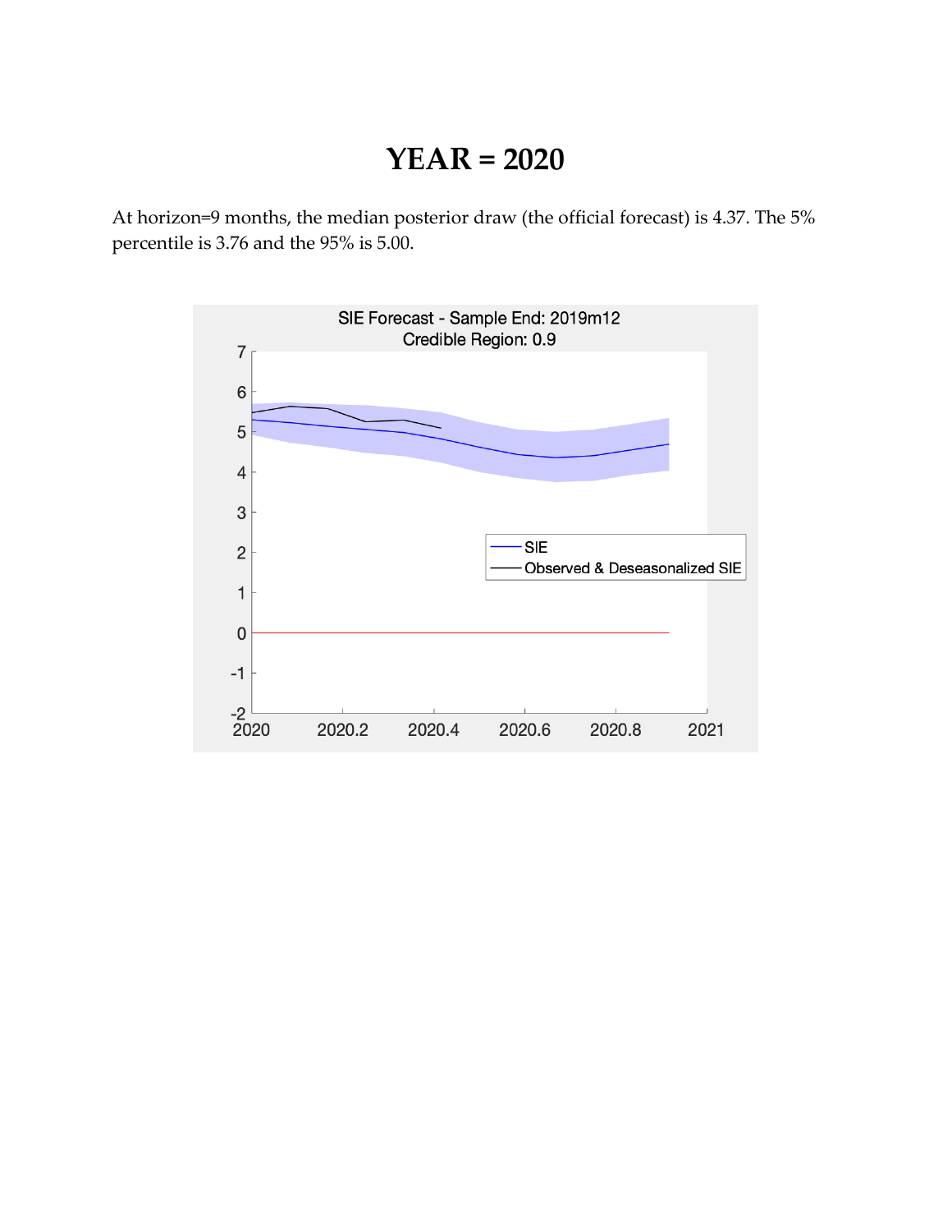# YEAR = 2020

At horizon=9 months, the median posterior draw (the official forecast) is 4.37. The 5% percentile is 3.76 and the 95% is 5.00.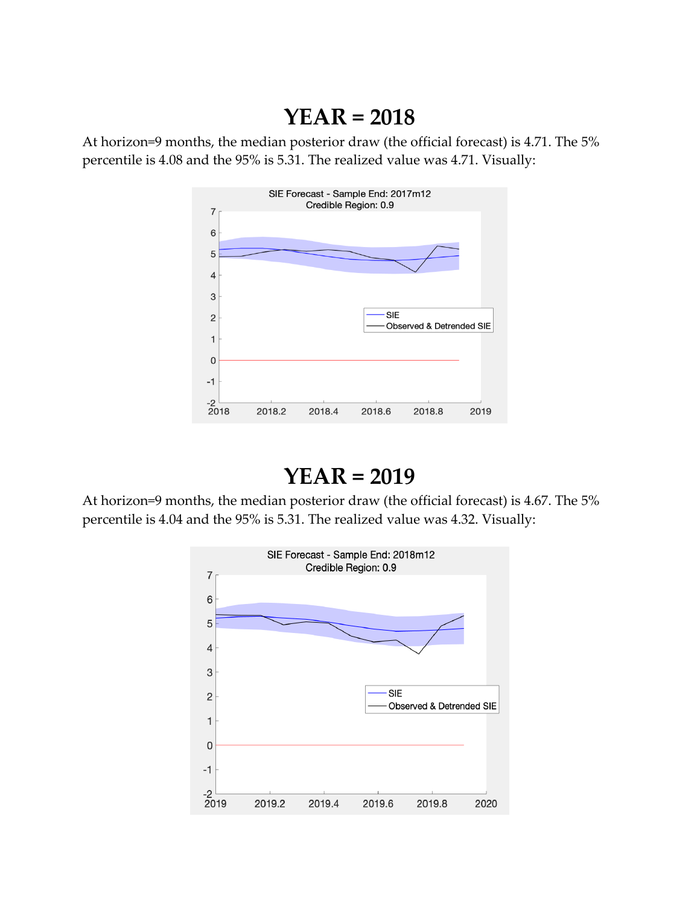# YEAR = 2018

At horizon=9 months, the median posterior draw (the official forecast) is 4.71. The 5% percentile is 4.08 and the 95% is 5.31. The realized value was 4.71. Visually:

SIE Forecast - Sample End: 2017m12
Credible Region: 0.9

7
6
5
4
3
2
1
0
-1
-2

2018 2018.2 2018.4 2018.6 2018.8 2019

SIE
Observed & Detrended SIE

# YEAR = 2019

At horizon=9 months, the median posterior draw (the official forecast) is 4.67. The 5% percentile is 4.04 and the 95% is 5.31. The realized value was 4.32. Visually:

SIE Forecast - Sample End: 2018m12
Credible Region: 0.9

7
6
5
4
3
2
1
0
-1
-2

2019 2019.2 2019.4 2019.6 2019.8 2020

SIE
Observed & Detrended SIE